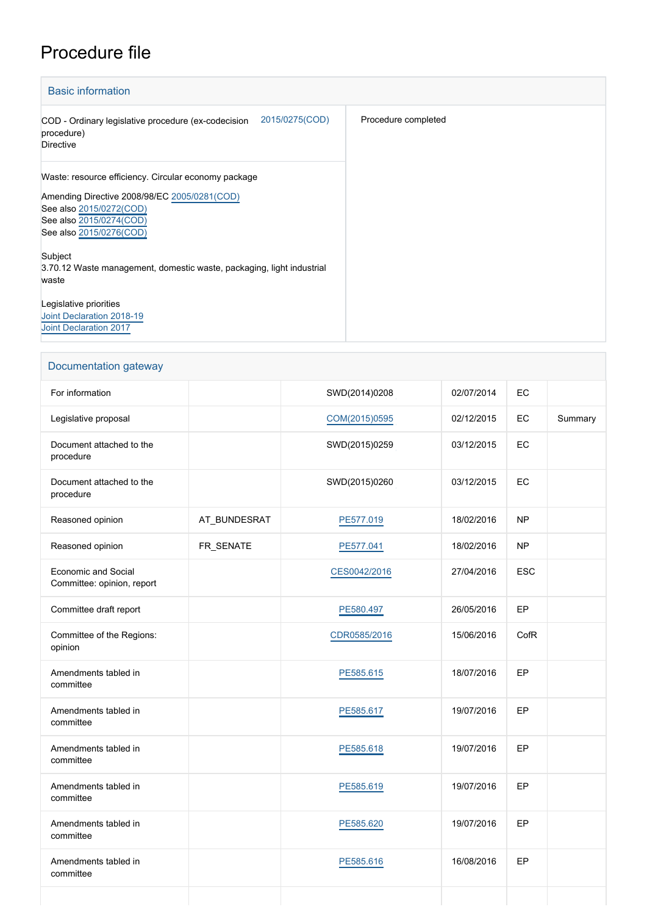# Procedure file

## Basic information

| | |
|---|---|
| COD - Ordinary legislative procedure (ex-codecision procedure) Directive 2015/0275(COD) | Procedure completed |
| Waste: resource efficiency. Circular economy package<br><br>Amending Directive 2008/98/EC 2005/0281(COD)<br>See also 2015/0272(COD)<br>See also 2015/0274(COD)<br>See also 2015/0276(COD)<br><br>Subject<br>3.70.12 Waste management, domestic waste, packaging, light industrial waste<br><br>Legislative priorities<br>Joint Declaration 2018-19<br>Joint Declaration 2017 | |

## Documentation gateway

| | | | | | |
|---|---|---|---|---|---|
| For information | | SWD(2014)0208 | 02/07/2014 | EC | |
| Legislative proposal | | COM(2015)0595 | 02/12/2015 | EC | Summary |
| Document attached to the procedure | | SWD(2015)0259 | 03/12/2015 | EC | |
| Document attached to the procedure | | SWD(2015)0260 | 03/12/2015 | EC | |
| Reasoned opinion | AT_BUNDESRAT | PE577.019 | 18/02/2016 | NP | |
| Reasoned opinion | FR_SENATE | PE577.041 | 18/02/2016 | NP | |
| Economic and Social Committee: opinion, report | | CES0042/2016 | 27/04/2016 | ESC | |
| Committee draft report | | PE580.497 | 26/05/2016 | EP | |
| Committee of the Regions: opinion | | CDR0585/2016 | 15/06/2016 | CofR | |
| Amendments tabled in committee | | PE585.615 | 18/07/2016 | EP | |
| Amendments tabled in committee | | PE585.617 | 19/07/2016 | EP | |
| Amendments tabled in committee | | PE585.618 | 19/07/2016 | EP | |
| Amendments tabled in committee | | PE585.619 | 19/07/2016 | EP | |
| Amendments tabled in committee | | PE585.620 | 19/07/2016 | EP | |
| Amendments tabled in committee | | PE585.616 | 16/08/2016 | EP | |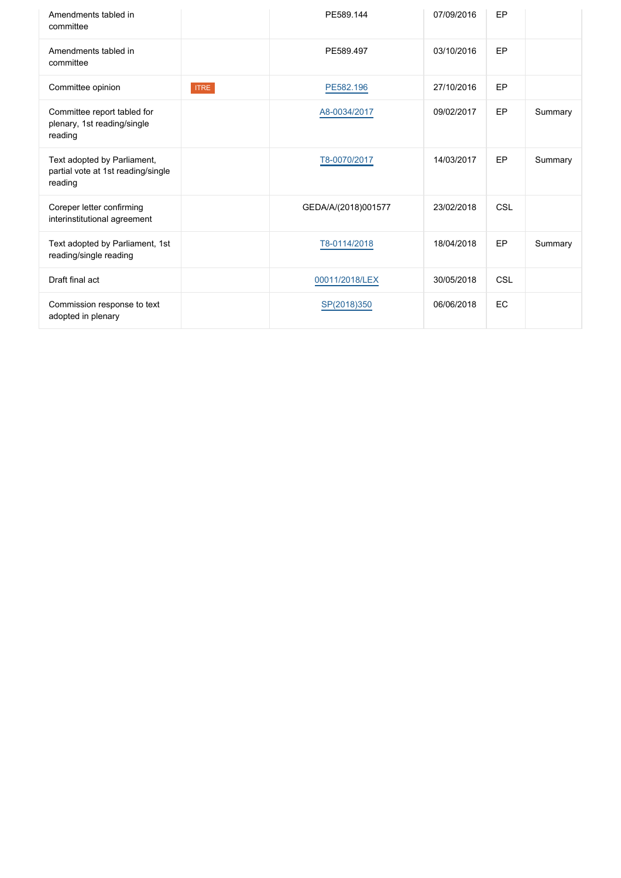| | | | | | |
|---|---|---|---|---|---|
| Amendments tabled in committee | | PE589.144 | 07/09/2016 | EP | |
| Amendments tabled in committee | | PE589.497 | 03/10/2016 | EP | |
| Committee opinion | ITRE | PE582.196 | 27/10/2016 | EP | |
| Committee report tabled for plenary, 1st reading/single reading | | A8-0034/2017 | 09/02/2017 | EP | Summary |
| Text adopted by Parliament, partial vote at 1st reading/single reading | | T8-0070/2017 | 14/03/2017 | EP | Summary |
| Coreper letter confirming interinstitutional agreement | | GEDA/A/(2018)001577 | 23/02/2018 | CSL | |
| Text adopted by Parliament, 1st reading/single reading | | T8-0114/2018 | 18/04/2018 | EP | Summary |
| Draft final act | | 00011/2018/LEX | 30/05/2018 | CSL | |
| Commission response to text adopted in plenary | | SP(2018)350 | 06/06/2018 | EC | |